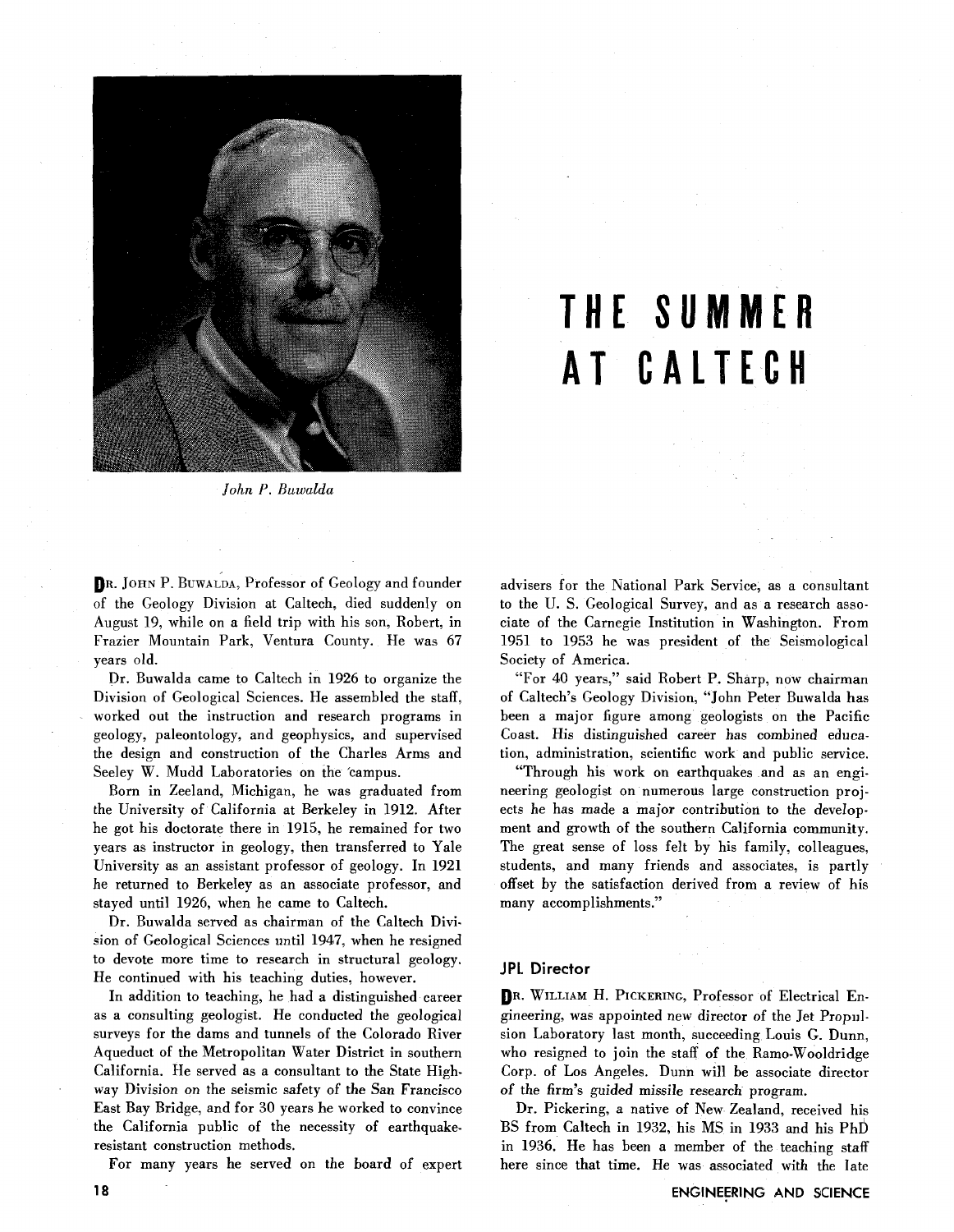# THE SUMMER AT CALTECH

*John P. Buwalda*

DR. JOHN P. BUWALDA, Professor of Geology and founder of the Geology Division at Caltech, died suddenly on August 19, while on a field trip with his son, Robert, in Frazier Mountain Park, Ventura County. He was 67 years old.

Dr. Buwalda came to Caltech in 1926 to organize the Division of Geological Sciences. He assembled the staff, worked out the instruction and research programs in geology, paleontology, and geophysics, and supervised the design and construction of the Charles Arms and Seeley W. Mudd Laboratories on the campus.

Born in Zeeland, Michigan, he was graduated from the University of California at Berkeley in 1912. After he got his doctorate there in 1915, he remained for two years as instructor in geology, then transferred to Yale University as an assistant professor of geology. In 1921 he returned to Berkeley as an associate professor, and stayed until 1926, when he came to Caltech.

Dr. Buwalda served as chairman of the Caltech Division of Geological Sciences until 1947, when he resigned to devote more time to research in structural geology. He continued with his teaching duties, however.

In addition to teaching, he had a distinguished career as a consulting geologist. He conducted the geological surveys for the dams and tunnels of the Colorado River Aqueduct of the Metropolitan Water District in southern California. He served as a consultant to the State Highway Division on the seismic safety of the San Francisco East Bay Bridge, and for 30 years he worked to convince the California public of the necessity of earthquake-resistant construction methods.

For many years he served on the board of expert advisers for the National Park Service, as a consultant to the U. S. Geological Survey, and as a research associate of the Carnegie Institution in Washington. From 1951 to 1953 he was president of the Seismological Society of America.

"For 40 years," said Robert P. Sharp, now chairman of Caltech's Geology Division, "John Peter Buwalda has been a major figure among geologists on the Pacific Coast. His distinguished career has combined education, administration, scientific work and public service.

"Through his work on earthquakes and as an engineering geologist on numerous large construction projects he has made a major contribution to the development and growth of the southern California community. The great sense of loss felt by his family, colleagues, students, and many friends and associates, is partly offset by the satisfaction derived from a review of his many accomplishments."

## JPL Director

DR. WILLIAM H. PICKERING, Professor of Electrical Engineering, was appointed new director of the Jet Propulsion Laboratory last month, succeeding Louis G. Dunn, who resigned to join the staff of the Ramo-Wooldridge Corp. of Los Angeles. Dunn will be associate director of the firm's guided missile research program.

Dr. Pickering, a native of New Zealand, received his BS from Caltech in 1932, his MS in 1933 and his PhD in 1936. He has been a member of the teaching staff here since that time. He was associated with the late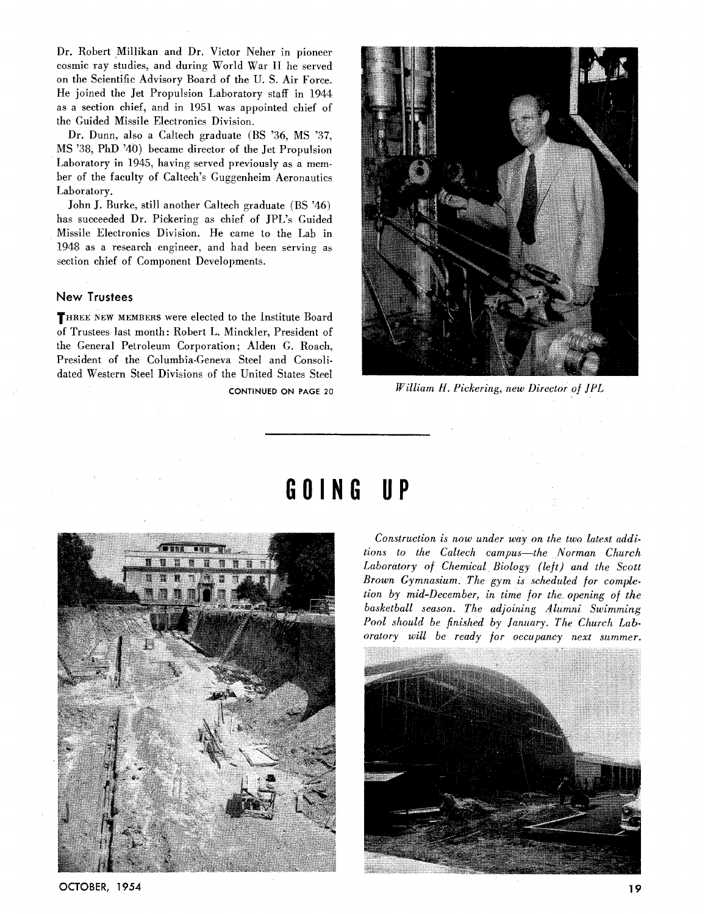Dr. Robert Millikan and Dr. Victor Neher in pioneer cosmic ray studies, and during World War II he served on the Scientific Advisory Board of the U. S. Air Force. He joined the Jet Propulsion Laboratory staff in 1944 as a section chief, and in 1951 was appointed chief of the Guided Missile Electronics Division.

Dr. Dunn, also a Caltech graduate (BS '36, MS '37, MS '38, PhD '40) became director of the Jet Propulsion Laboratory in 1945, having served previously as a member of the faculty of Caltech's Guggenheim Aeronautics Laboratory.

John J. Burke, still another Caltech graduate (BS '46) has succeeded Dr. Pickering as chief of JPL's Guided Missile Electronics Division. He came to the Lab in 1948 as a research engineer, and had been serving as section chief of Component Developments.

## New Trustees

THREE NEW MEMBERS were elected to the Institute Board of Trustees last month: Robert L. Minckler, President of the General Petroleum Corporation; Alden G. Roach, President of the Columbia-Geneva Steel and Consolidated Western Steel Divisions of the United States Steel

CONTINUED ON PAGE 20

*William H. Pickering, new Director of JPL*

# GOING UP

*Construction is now under way on the two latest additions to the Caltech campus—the Norman Church Laboratory of Chemical Biology (left) and the Scott Brown Gymnasium. The gym is scheduled for completion by mid-December, in time for the opening of the basketball season. The adjoining Alumni Swimming Pool should be finished by January. The Church Laboratory will be ready for occupancy next summer.*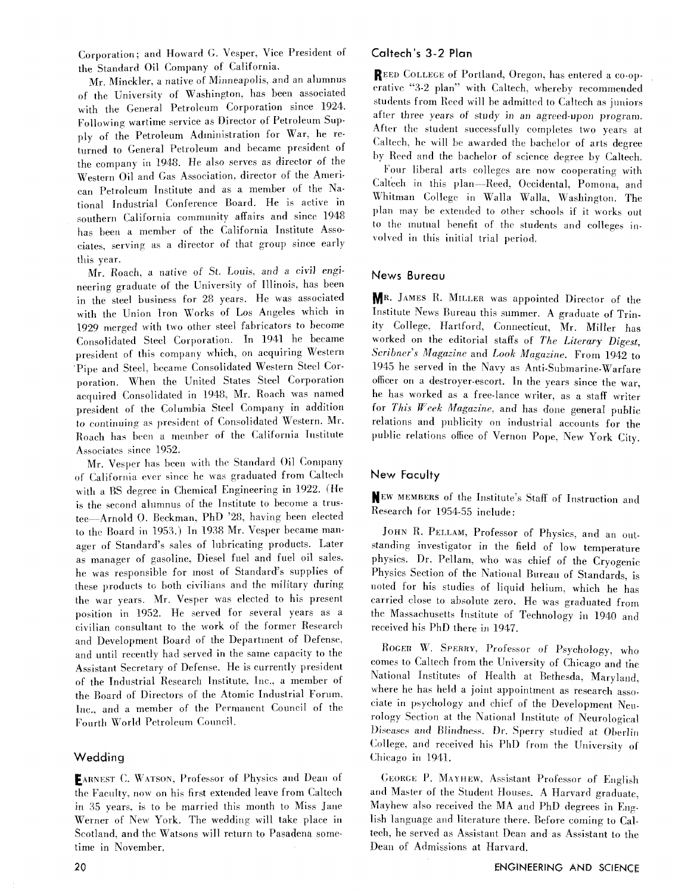Corporation; and Howard G. Vesper, Vice President of the Standard Oil Company of California.

Mr. Minckler, a native of Minneapolis, and an alumnus of the University of Washington, has been associated with the General Petroleum Corporation since 1924. Following wartime service as Director of Petroleum Supply of the Petroleum Administration for War, he returned to General Petroleum and became president of the company in 1948. He also serves as director of the Western Oil and Gas Association, director of the American Petroleum Institute and as a member of the National Industrial Conference Board. He is active in southern California community affairs and since 1948 has been a member of the California Institute Associates, serving as a director of that group since early this year.

Mr. Roach, a native of St. Louis, and a civil engineering graduate of the University of Illinois, has been in the steel business for 28 years. He was associated with the Union Iron Works of Los Angeles which in 1929 merged with two other steel fabricators to become Consolidated Steel Corporation. In 1941 he became president of this company which, on acquiring Western Pipe and Steel, became Consolidated Western Steel Corporation. When the United States Steel Corporation acquired Consolidated in 1948, Mr. Roach was named president of the Columbia Steel Company in addition to continuing as president of Consolidated Western. Mr. Roach has been a member of the California Institute Associates since 1952.

Mr. Vesper has been with the Standard Oil Company of California ever since he was graduated from Caltech with a BS degree in Chemical Engineering in 1922. (He is the second alumnus of the Institute to become a trustee—Arnold O. Beckman, PhD '28, having been elected to the Board in 1953.) In 1938 Mr. Vesper became manager of Standard's sales of lubricating products. Later as manager of gasoline, Diesel fuel and fuel oil sales, he was responsible for most of Standard's supplies of these products to both civilians and the military during the war years. Mr. Vesper was elected to his present position in 1952. He served for several years as a civilian consultant to the work of the former Research and Development Board of the Department of Defense, and until recently had served in the same capacity to the Assistant Secretary of Defense. He is currently president of the Industrial Research Institute, Inc., a member of the Board of Directors of the Atomic Industrial Forum, Inc., and a member of the Permanent Council of the Fourth World Petroleum Council.

## Wedding

Earnest C. Watson, Professor of Physics and Dean of the Faculty, now on his first extended leave from Caltech in 35 years, is to be married this month to Miss Jane Werner of New York. The wedding will take place in Scotland, and the Watsons will return to Pasadena sometime in November.

## Caltech's 3-2 Plan

Reed College of Portland, Oregon, has entered a co-operative "3-2 plan" with Caltech, whereby recommended students from Reed will be admitted to Caltech as juniors after three years of study in an agreed-upon program. After the student successfully completes two years at Caltech, he will be awarded the bachelor of arts degree by Reed and the bachelor of science degree by Caltech.

Four liberal arts colleges are now cooperating with Caltech in this plan—Reed, Occidental, Pomona, and Whitman College in Walla Walla, Washington. The plan may be extended to other schools if it works out to the mutual benefit of the students and colleges involved in this initial trial period.

## News Bureau

Mr. James R. Miller was appointed Director of the Institute News Bureau this summer. A graduate of Trinity College, Hartford, Connecticut, Mr. Miller has worked on the editorial staffs of *The Literary Digest*, *Scribner's Magazine* and *Look Magazine*. From 1942 to 1945 he served in the Navy as Anti-Submarine-Warfare officer on a destroyer-escort. In the years since the war, he has worked as a free-lance writer, as a staff writer for *This Week Magazine*, and has done general public relations and publicity on industrial accounts for the public relations office of Vernon Pope, New York City.

## New Faculty

New members of the Institute's Staff of Instruction and Research for 1954-55 include:

John R. Pellam, Professor of Physics, and an outstanding investigator in the field of low temperature physics. Dr. Pellam, who was chief of the Cryogenic Physics Section of the National Bureau of Standards, is noted for his studies of liquid helium, which he has carried close to absolute zero. He was graduated from the Massachusetts Institute of Technology in 1940 and received his PhD there in 1947.

Roger W. Sperry, Professor of Psychology, who comes to Caltech from the University of Chicago and the National Institutes of Health at Bethesda, Maryland, where he has held a joint appointment as research associate in psychology and chief of the Development Neurology Section at the National Institute of Neurological Diseases and Blindness. Dr. Sperry studied at Oberlin College, and received his PhD from the University of Chicago in 1941.

George P. Mayhew, Assistant Professor of English and Master of the Student Houses. A Harvard graduate, Mayhew also received the MA and PhD degrees in English language and literature there. Before coming to Caltech, he served as Assistant Dean and as Assistant to the Dean of Admissions at Harvard.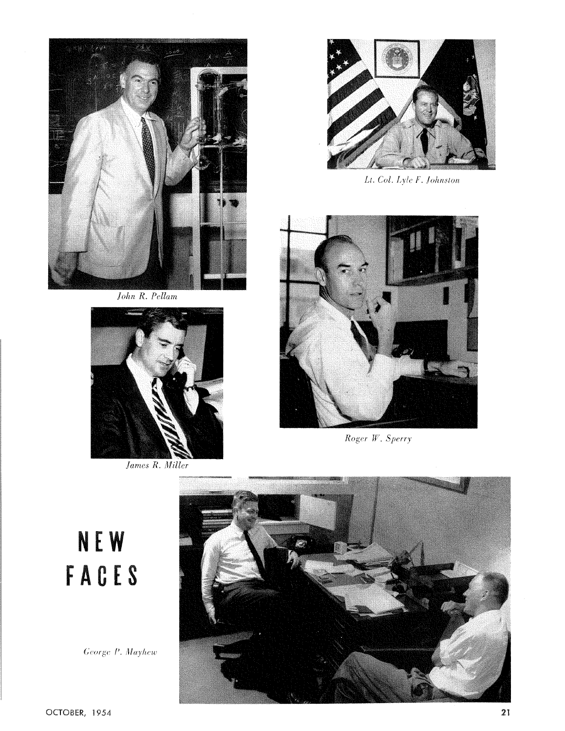*John R. Pellam*

*Lt. Col. Lyle F. Johnston*

*Roger W. Sperry*

*James R. Miller*

# NEW FACES

*George P. Mayhew*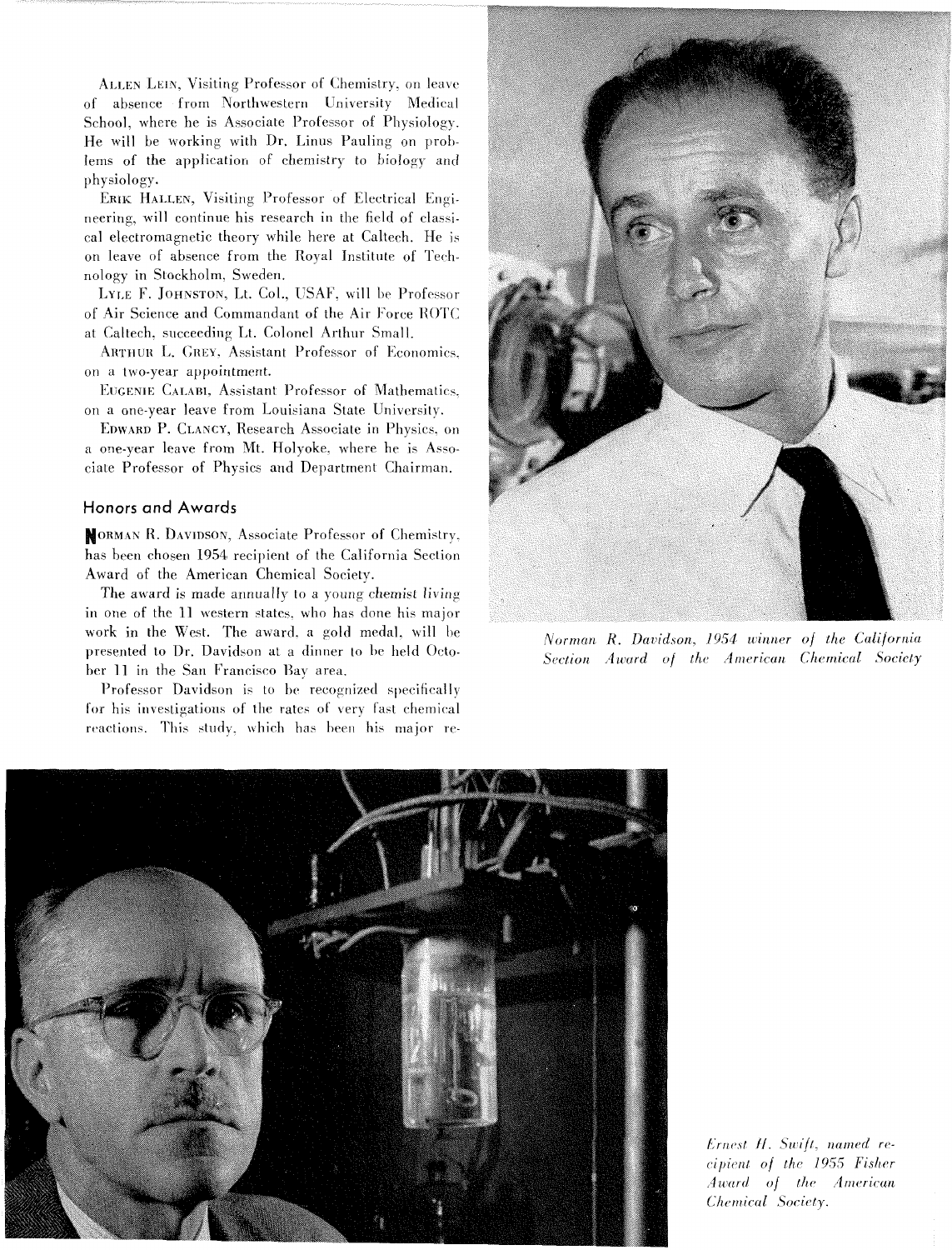ALLEN LEIN, Visiting Professor of Chemistry, on leave of absence from Northwestern University Medical School, where he is Associate Professor of Physiology. He will be working with Dr. Linus Pauling on problems of the application of chemistry to biology and physiology.

ERIK HALLEN, Visiting Professor of Electrical Engineering, will continue his research in the field of classical electromagnetic theory while here at Caltech. He is on leave of absence from the Royal Institute of Technology in Stockholm, Sweden.

LYLE F. JOHNSTON, Lt. Col., USAF, will be Professor of Air Science and Commandant of the Air Force ROTC at Caltech, succeeding Lt. Colonel Arthur Small.

ARTHUR L. GREY, Assistant Professor of Economics, on a two-year appointment.

EUGENIE CALABI, Assistant Professor of Mathematics, on a one-year leave from Louisiana State University.

EDWARD P. CLANCY, Research Associate in Physics, on a one-year leave from Mt. Holyoke, where he is Associate Professor of Physics and Department Chairman.

## Honors and Awards

NORMAN R. DAVIDSON, Associate Professor of Chemistry, has been chosen 1954 recipient of the California Section Award of the American Chemical Society.

The award is made annually to a young chemist living in one of the 11 western states, who has done his major work in the West. The award, a gold medal, will be presented to Dr. Davidson at a dinner to be held October 11 in the San Francisco Bay area.

Professor Davidson is to be recognized specifically for his investigations of the rates of very fast chemical reactions. This study, which has been his major re-

*Norman R. Davidson, 1954 winner of the California Section Award of the American Chemical Society*

*Ernest H. Swift, named recipient of the 1955 Fisher Award of the American Chemical Society.*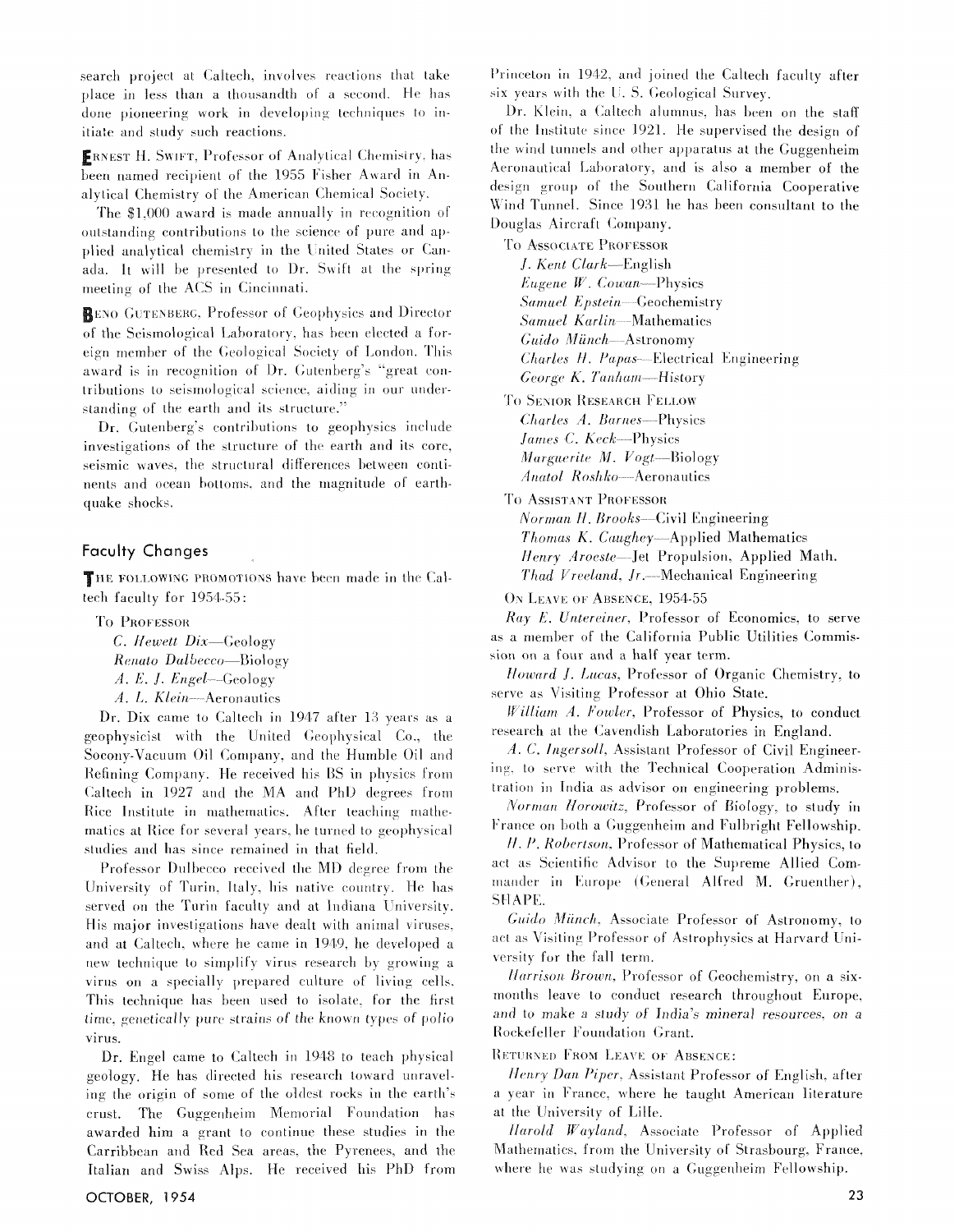search project at Caltech, involves reactions that take place in less than a thousandth of a second. He has done pioneering work in developing techniques to initiate and study such reactions.

**Ernest H. Swift**, Professor of Analytical Chemistry, has been named recipient of the 1955 Fisher Award in Analytical Chemistry of the American Chemical Society.

The $1,000 award is made annually in recognition of outstanding contributions to the science of pure and applied analytical chemistry in the United States or Canada. It will be presented to Dr. Swift at the spring meeting of the ACS in Cincinnati.

**Beno Gutenberg**, Professor of Geophysics and Director of the Seismological Laboratory, has been elected a foreign member of the Geological Society of London. This award is in recognition of Dr. Gutenberg's "great contributions to seismological science, aiding in our understanding of the earth and its structure."

Dr. Gutenberg's contributions to geophysics include investigations of the structure of the earth and its core, seismic waves, the structural differences between continents and ocean bottoms, and the magnitude of earthquake shocks.

## Faculty Changes

The following promotions have been made in the Caltech faculty for 1954-55:

To Professor

*C. Hewett Dix*—Geology
*Renato Dalbecco*—Biology
*A. E. J. Engel*—Geology
*A. L. Klein*—Aeronautics

Dr. Dix came to Caltech in 1947 after 13 years as a geophysicist with the United Geophysical Co., the Socony-Vacuum Oil Company, and the Humble Oil and Refining Company. He received his BS in physics from Caltech in 1927 and the MA and PhD degrees from Rice Institute in mathematics. After teaching mathematics at Rice for several years, he turned to geophysical studies and has since remained in that field.

Professor Dulbecco received the MD degree from the University of Turin, Italy, his native country. He has served on the Turin faculty and at Indiana University. His major investigations have dealt with animal viruses, and at Caltech, where he came in 1949, he developed a new technique to simplify virus research by growing a virus on a specially prepared culture of living cells. This technique has been used to isolate, for the first time, genetically pure strains of the known types of polio virus.

Dr. Engel came to Caltech in 1948 to teach physical geology. He has directed his research toward unraveling the origin of some of the oldest rocks in the earth's crust. The Guggenheim Memorial Foundation has awarded him a grant to continue these studies in the Carribbean and Red Sea areas, the Pyrenees, and the Italian and Swiss Alps. He received his PhD from Princeton in 1942, and joined the Caltech faculty after six years with the U. S. Geological Survey.

Dr. Klein, a Caltech alumnus, has been on the staff of the Institute since 1921. He supervised the design of the wind tunnels and other apparatus at the Guggenheim Aeronautical Laboratory, and is also a member of the design group of the Southern California Cooperative Wind Tunnel. Since 1931 he has been consultant to the Douglas Aircraft Company.

To Associate Professor

*J. Kent Clark*—English
*Eugene W. Cowan*—Physics
*Samuel Epstein*—Geochemistry
*Samuel Karlin*—Mathematics
*Guido Münch*—Astronomy
*Charles H. Papas*—Electrical Engineering
*George K. Tanham*—History

To Senior Research Fellow

*Charles A. Barnes*—Physics
*James C. Keck*—Physics
*Marguerite M. Vogt*—Biology
*Anatol Roshko*—Aeronautics

To Assistant Professor

*Norman H. Brooks*—Civil Engineering
*Thomas K. Caughey*—Applied Mathematics
*Henry Aroeste*—Jet Propulsion, Applied Math.
*Thad Vreeland, Jr.*—Mechanical Engineering

On Leave of Absence, 1954-55

*Ray E. Untereiner*, Professor of Economics, to serve as a member of the California Public Utilities Commission on a four and a half year term.

*Howard J. Lucas*, Professor of Organic Chemistry, to serve as Visiting Professor at Ohio State.

*William A. Fowler*, Professor of Physics, to conduct research at the Cavendish Laboratories in England.

*A. C. Ingersoll*, Assistant Professor of Civil Engineering, to serve with the Technical Cooperation Administration in India as advisor on engineering problems.

*Norman Horowitz*, Professor of Biology, to study in France on both a Guggenheim and Fulbright Fellowship.

*H. P. Robertson*, Professor of Mathematical Physics, to act as Scientific Advisor to the Supreme Allied Commander in Europe (General Alfred M. Gruenther), SHAPE.

*Guido Münch*, Associate Professor of Astronomy, to act as Visiting Professor of Astrophysics at Harvard University for the fall term.

*Harrison Brown*, Professor of Geochemistry, on a six-months leave to conduct research throughout Europe, and to make a study of India's mineral resources, on a Rockefeller Foundation Grant.

Returned From Leave of Absence:

*Henry Dan Piper*, Assistant Professor of English, after a year in France, where he taught American literature at the University of Lille.

*Harold Wayland*, Associate Professor of Applied Mathematics, from the University of Strasbourg, France, where he was studying on a Guggenheim Fellowship.